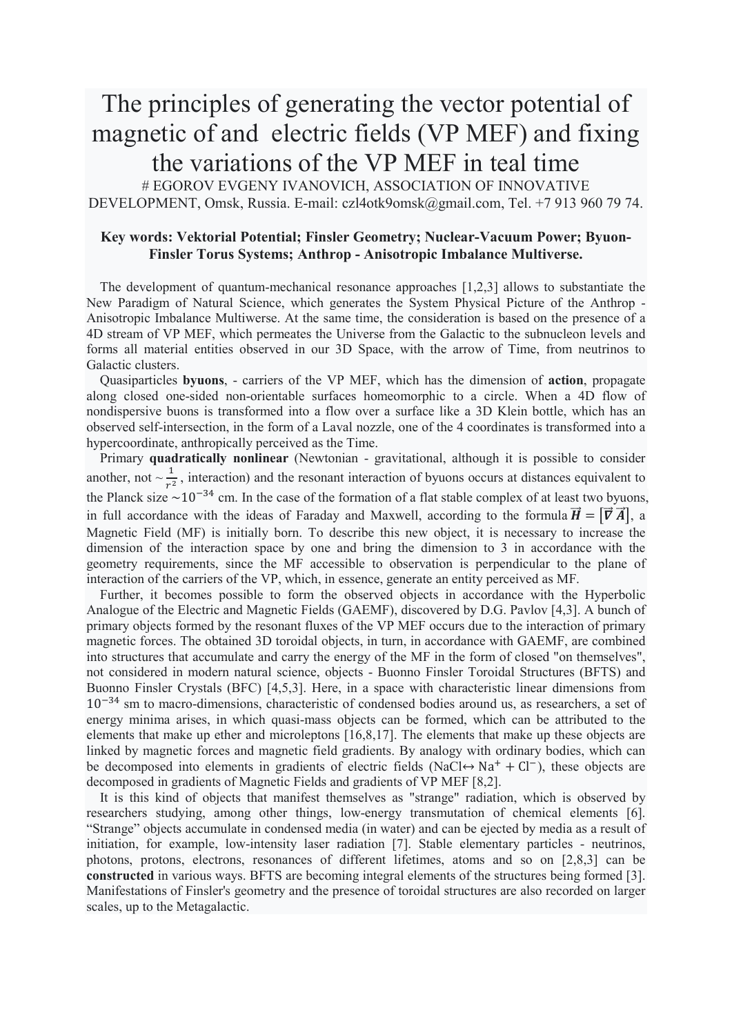# The principles of generating the vector potential of magnetic of and electric fields (VP MEF) and fixing the variations of the VP MEF in teal time

# EGOROV EVGENY IVANOVICH, ASSOCIATION OF INNOVATIVE DEVELOPMENT, Omsk, Russia. E-mail: czl4otk9omsk@gmail.com, Tel. +7 913 960 79 74.

**Key words: Vektorial Potential; Finsler Geometry; Nuclear-Vacuum Power; Byuon-Finsler Torus Systems; Anthrop - Anisotropic Imbalance Multiverse.**

The development of quantum-mechanical resonance approaches [1,2,3] allows to substantiate the New Paradigm of Natural Science, which generates the System Physical Picture of the Anthrop - Anisotropic Imbalance Multiwerse. At the same time, the consideration is based on the presence of a 4D stream of VP MEF, which permeates the Universe from the Galactic to the subnucleon levels and forms all material entities observed in our 3D Space, with the arrow of Time, from neutrinos to Galactic clusters.

Quasiparticles **byuons**, - carriers of the VP MEF, which has the dimension of **action**, propagate along closed one-sided non-orientable surfaces homeomorphic to a circle. When a 4D flow of nondispersive buons is transformed into a flow over a surface like a 3D Klein bottle, which has an observed self-intersection, in the form of a Laval nozzle, one of the 4 coordinates is transformed into a hypercoordinate, anthropically perceived as the Time.

Primary **quadratically nonlinear** (Newtonian - gravitational, although it is possible to consider another, not $\sim \frac{1}{r^2}$, interaction) and the resonant interaction of byuons occurs at distances equivalent to the Planck size $\sim 10^{-34}$ cm. In the case of the formation of a flat stable complex of at least two byuons, in full accordance with the ideas of Faraday and Maxwell, according to the formula $\vec{H} = [\vec{\nabla}\vec{A}]$, a Magnetic Field (MF) is initially born. To describe this new object, it is necessary to increase the dimension of the interaction space by one and bring the dimension to 3 in accordance with the geometry requirements, since the MF accessible to observation is perpendicular to the plane of interaction of the carriers of the VP, which, in essence, generate an entity perceived as MF.

Further, it becomes possible to form the observed objects in accordance with the Hyperbolic Analogue of the Electric and Magnetic Fields (GAEMF), discovered by D.G. Pavlov [4,3]. A bunch of primary objects formed by the resonant fluxes of the VP MEF occurs due to the interaction of primary magnetic forces. The obtained 3D toroidal objects, in turn, in accordance with GAEMF, are combined into structures that accumulate and carry the energy of the MF in the form of closed "on themselves", not considered in modern natural science, objects - Buonno Finsler Toroidal Structures (BFTS) and Buonno Finsler Crystals (BFC) [4,5,3]. Here, in a space with characteristic linear dimensions from $10^{-34}$ sm to macro-dimensions, characteristic of condensed bodies around us, as researchers, a set of energy minima arises, in which quasi-mass objects can be formed, which can be attributed to the elements that make up ether and microleptons [16,8,17]. The elements that make up these objects are linked by magnetic forces and magnetic field gradients. By analogy with ordinary bodies, which can be decomposed into elements in gradients of electric fields ($NaCl \leftrightarrow Na^{+} + Cl^{-}$), these objects are decomposed in gradients of Magnetic Fields and gradients of VP MEF [8,2].

It is this kind of objects that manifest themselves as "strange" radiation, which is observed by researchers studying, among other things, low-energy transmutation of chemical elements [6]. "Strange" objects accumulate in condensed media (in water) and can be ejected by media as a result of initiation, for example, low-intensity laser radiation [7]. Stable elementary particles - neutrinos, photons, protons, electrons, resonances of different lifetimes, atoms and so on [2,8,3] can be **constructed** in various ways. BFTS are becoming integral elements of the structures being formed [3]. Manifestations of Finsler's geometry and the presence of toroidal structures are also recorded on larger scales, up to the Metagalactic.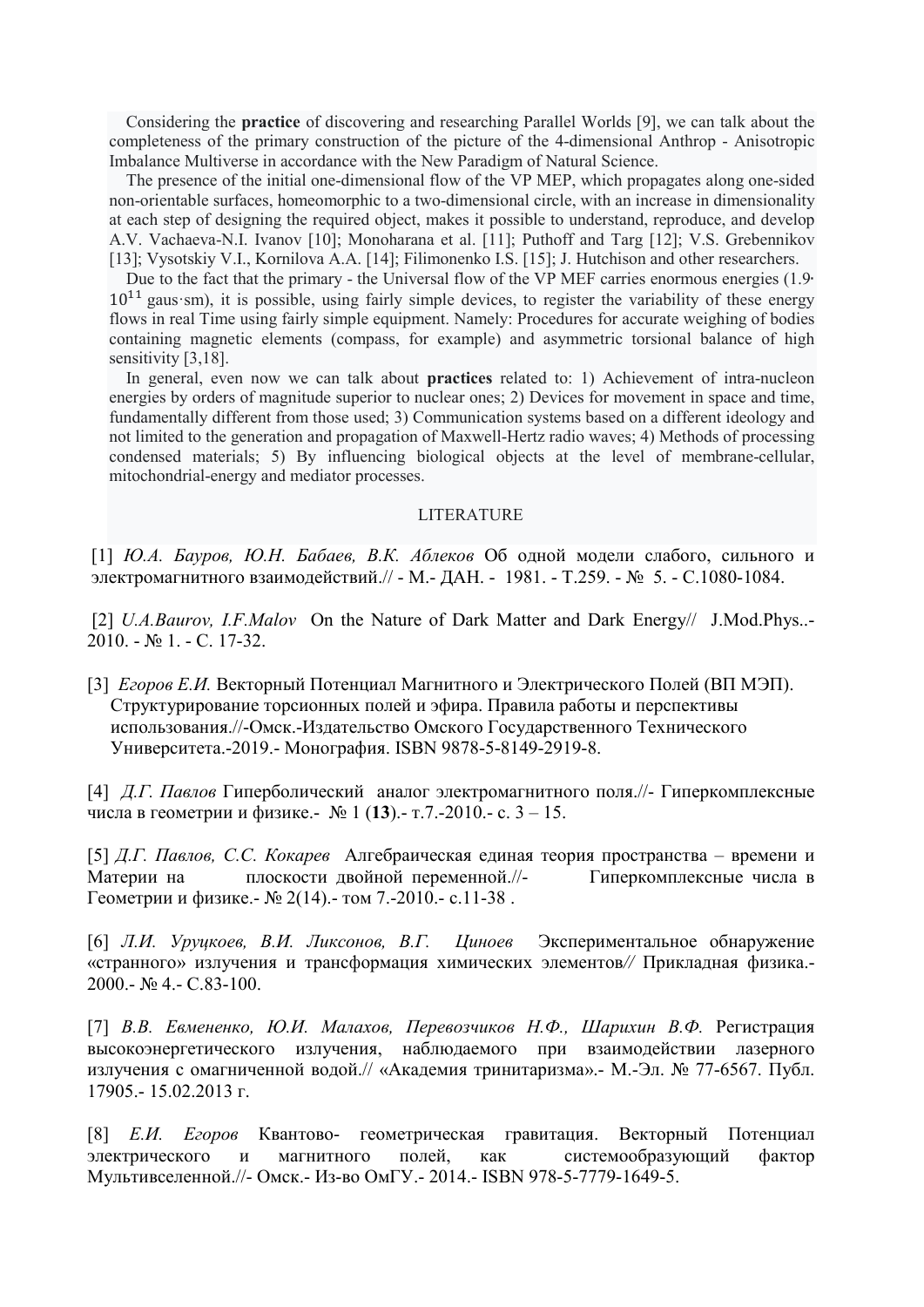Considering the **practice** of discovering and researching Parallel Worlds [9], we can talk about the completeness of the primary construction of the picture of the 4-dimensional Anthrop - Anisotropic Imbalance Multiverse in accordance with the New Paradigm of Natural Science.

The presence of the initial one-dimensional flow of the VP MEP, which propagates along one-sided non-orientable surfaces, homeomorphic to a two-dimensional circle, with an increase in dimensionality at each step of designing the required object, makes it possible to understand, reproduce, and develop A.V. Vachaeva-N.I. Ivanov [10]; Monoharana et al. [11]; Puthoff and Targ [12]; V.S. Grebennikov [13]; Vysotskiy V.I., Kornilova A.A. [14]; Filimonenko I.S. [15]; J. Hutchison and other researchers.

Due to the fact that the primary - the Universal flow of the VP MEF carries enormous energies ($1.9 \cdot 10^{11}$ gaus·sm), it is possible, using fairly simple devices, to register the variability of these energy flows in real Time using fairly simple equipment. Namely: Procedures for accurate weighing of bodies containing magnetic elements (compass, for example) and asymmetric torsional balance of high sensitivity [3,18].

In general, even now we can talk about **practices** related to: 1) Achievement of intra-nucleon energies by orders of magnitude superior to nuclear ones; 2) Devices for movement in space and time, fundamentally different from those used; 3) Communication systems based on a different ideology and not limited to the generation and propagation of Maxwell-Hertz radio waves; 4) Methods of processing condensed materials; 5) By influencing biological objects at the level of membrane-cellular, mitochondrial-energy and mediator processes.

## LITERATURE

[1] *Ю.А. Бауров, Ю.Н. Бабаев, В.К. Аблеков* Об одной модели слабого, сильного и электромагнитного взаимодействий.// - М.- ДАН. - 1981. - Т.259. - № 5. - С.1080-1084.

[2] *U.A.Baurov, I.F.Malov* On the Nature of Dark Matter and Dark Energy// J.Mod.Phys..- 2010. - № 1. - С. 17-32.

[3] *Егоров Е.И.* Векторный Потенциал Магнитного и Электрического Полей (ВП МЭП). Структурирование торсионных полей и эфира. Правила работы и перспективы использования.//-Омск.-Издательство Омского Государственного Технического Университета.-2019.- Монография. ISBN 9878-5-8149-2919-8.

[4] *Д.Г. Павлов* Гиперболический аналог электромагнитного поля.//- Гиперкомплексные числа в геометрии и физике.- № 1 (**13**).- т.7.-2010.- с. 3 – 15.

[5] *Д.Г. Павлов, С.С. Кокарев* Алгебраическая единая теория пространства – времени и Материи на плоскости двойной переменной.//- Гиперкомплексные числа в Геометрии и физике.- № 2(14).- том 7.-2010.- с.11-38 .

[6] *Л.И. Уруцкоев, В.И. Ликсонов, В.Г. Циноев* Экспериментальное обнаружение «странного» излучения и трансформация химических элементов*//* Прикладная физика.- 2000.- № 4.- С.83-100.

[7] *В.В. Евмененко, Ю.И. Малахов, Перевозчиков Н.Ф., Шарихин В.Ф.* Регистрация высокоэнергетического излучения, наблюдаемого при взаимодействии лазерного излучения с омагниченной водой.// «Академия тринитаризма».- М.-Эл. № 77-6567. Публ. 17905.- 15.02.2013 г.

[8] *Е.И. Егоров* Квантово- геометрическая гравитация. Векторный Потенциал электрического и магнитного полей, как системообразующий фактор Мультивселенной.//- Омск.- Из-во ОмГУ.- 2014.- ISBN 978-5-7779-1649-5.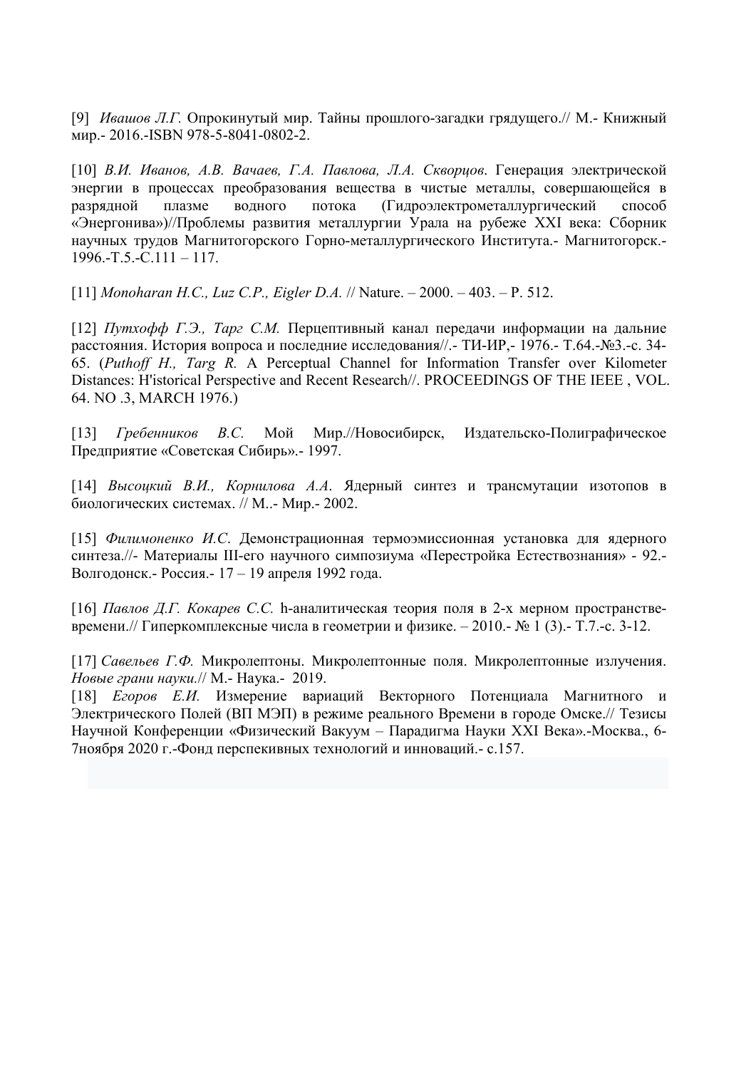[9] *Ивашов Л.Г.* Опрокинутый мир. Тайны прошлого-загадки грядущего.// М.- Книжный мир.- 2016.-ISBN 978-5-8041-0802-2.

[10] *В.И. Иванов, А.В. Вачаев, Г.А. Павлова, Л.А. Скворцов*. Генерация электрической энергии в процессах преобразования вещества в чистые металлы, совершающейся в разрядной плазме водного потока (Гидроэлектрометаллургический способ «Энергонива»)//Проблемы развития металлургии Урала на рубеже XXI века: Сборник научных трудов Магнитогорского Горно-металлургического Института.- Магнитогорск.- 1996.-Т.5.-С.111 – 117.

[11] *Monoharan H.C., Luz C.P., Eigler D.A.* // Nature. – 2000. – 403. – P. 512.

[12] *Путхофф Г.Э., Тарг С.М.* Перцептивный канал передачи информации на дальние расстояния. История вопроса и последние исследования//.- ТИ-ИР,- 1976.- Т.64.-№3.-с. 34-65. (*Puthoff H., Targ R.* A Perceptual Channel for Information Transfer over Kilometer Distances: H'istorical Perspective and Recent Research//. PROCEEDINGS OF THE IEEE , VOL. 64. NO .3, MARCH 1976.)

[13] *Гребенников В.С.* Мой Мир.//Новосибирск, Издательско-Полиграфическое Предприятие «Советская Сибирь».- 1997.

[14] *Высоцкий В.И., Корнилова А.А*. Ядерный синтез и трансмутации изотопов в биологических системах. // М..- Мир.- 2002.

[15] *Филимоненко И.С.* Демонстрационная термоэмиссионная установка для ядерного синтеза.//- Материалы III-его научного симпозиума «Перестройка Естествознания» - 92.- Волгодонск.- Россия.- 17 – 19 апреля 1992 года.

[16] *Павлов Д.Г. Кокарев С.С.* h-аналитическая теория поля в 2-х мерном пространстве-времени.// Гиперкомплексные числа в геометрии и физике. – 2010.- № 1 (3).- Т.7.-с. 3-12.

[17] *Савельев Г.Ф.* Микролептоны. Микролептонные поля. Микролептонные излучения. *Новые грани науки.*// М.- Наука.- 2019.

[18] *Егоров Е.И.* Измерение вариаций Векторного Потенциала Магнитного и Электрического Полей (ВП МЭП) в режиме реального Времени в городе Омске.// Тезисы Научной Конференции «Физический Вакуум – Парадигма Науки XXI Века».-Москва., 6-7ноября 2020 г.-Фонд перспекивных технологий и инноваций.- с.157.